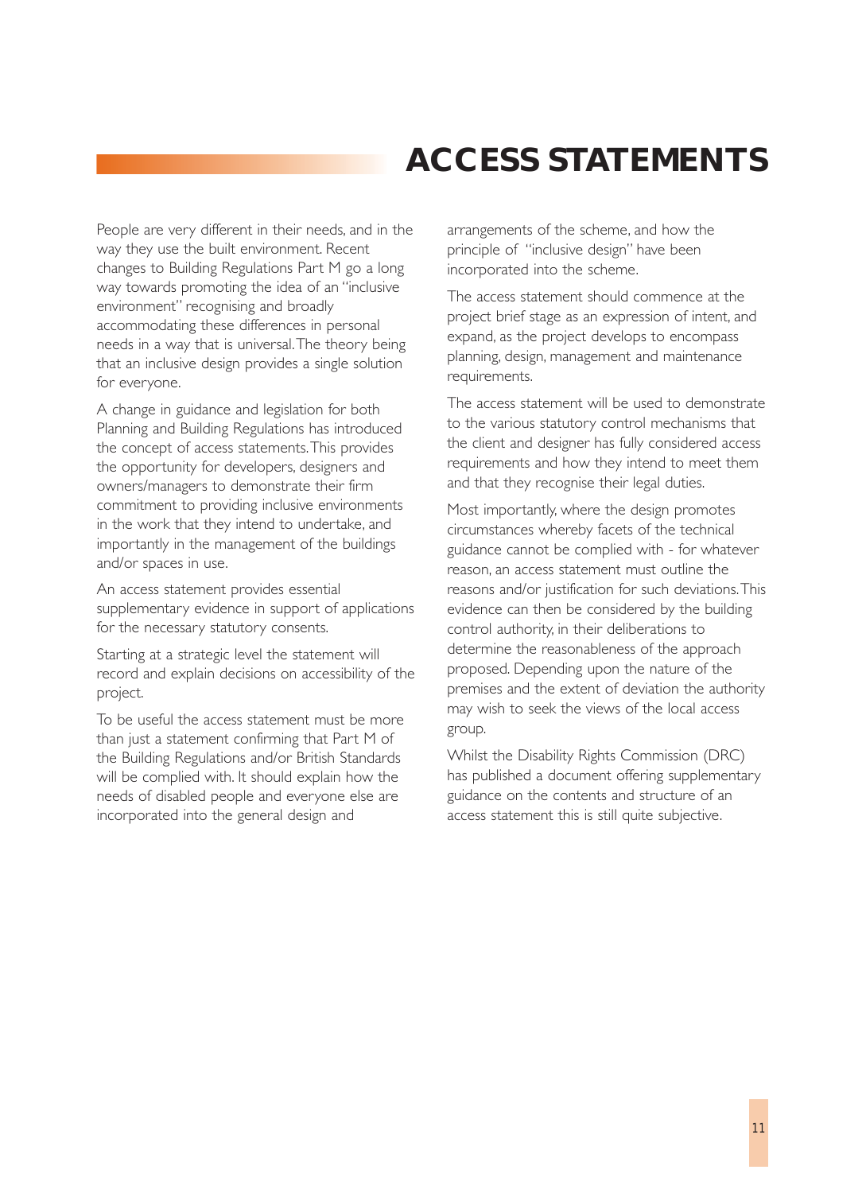# ACCESS STATEMENTS

People are very different in their needs, and in the way they use the built environment. Recent changes to Building Regulations Part M go a long way towards promoting the idea of an "inclusive environment" recognising and broadly accommodating these differences in personal needs in a way that is universal. The theory being that an inclusive design provides a single solution for everyone.

A change in guidance and legislation for both Planning and Building Regulations has introduced the concept of access statements. This provides the opportunity for developers, designers and owners/managers to demonstrate their firm commitment to providing inclusive environments in the work that they intend to undertake, and importantly in the management of the buildings and/or spaces in use.

An access statement provides essential supplementary evidence in support of applications for the necessary statutory consents.

Starting at a strategic level the statement will record and explain decisions on accessibility of the project.

To be useful the access statement must be more than just a statement confirming that Part M of the Building Regulations and/or British Standards will be complied with. It should explain how the needs of disabled people and everyone else are incorporated into the general design and arrangements of the scheme, and how the principle of "inclusive design" have been incorporated into the scheme.

The access statement should commence at the project brief stage as an expression of intent, and expand, as the project develops to encompass planning, design, management and maintenance requirements.

The access statement will be used to demonstrate to the various statutory control mechanisms that the client and designer has fully considered access requirements and how they intend to meet them and that they recognise their legal duties.

Most importantly, where the design promotes circumstances whereby facets of the technical guidance cannot be complied with - for whatever reason, an access statement must outline the reasons and/or justification for such deviations. This evidence can then be considered by the building control authority, in their deliberations to determine the reasonableness of the approach proposed. Depending upon the nature of the premises and the extent of deviation the authority may wish to seek the views of the local access group.

Whilst the Disability Rights Commission (DRC) has published a document offering supplementary guidance on the contents and structure of an access statement this is still quite subjective.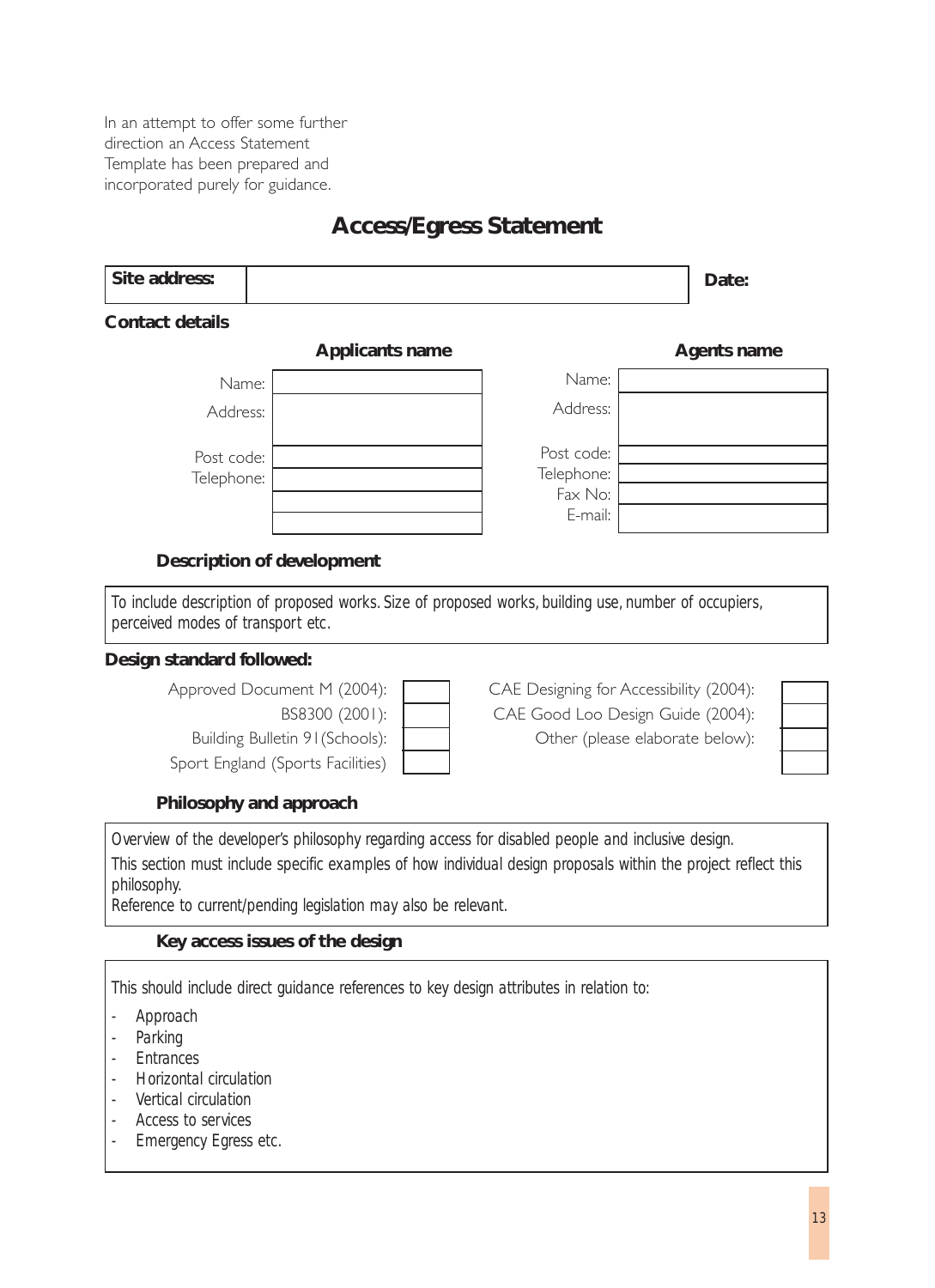In an attempt to offer some further direction an Access Statement Template has been prepared and incorporated purely for guidance.

## Access/Egress Statement

| **Site address:** | | **Date:** |
|---|---|---|

**Contact details**

| | **Applicants name** | | **Agents name** |
|---|---|---|---|
| Name: | | Name: | |
| Address: | | Address: | |
| Post code: | | Post code: | |
| Telephone: | | Telephone: | |
| | | Fax No: | |
| | | E-mail: | |

**Description of development**

*To include description of proposed works. Size of proposed works, building use, number of occupiers, perceived modes of transport etc.*

**Design standard followed:**

| | | | |
|---|---|---|---|
| Approved Document M (2004): | | CAE Designing for Accessibility (2004): | |
| BS8300 (2001): | | CAE Good Loo Design Guide (2004): | |
| Building Bulletin 91(Schools): | | Other (please elaborate below): | |
| Sport England (Sports Facilities) | | | |

**Philosophy and approach**

*Overview of the developer's philosophy regarding access for disabled people and inclusive design.*

*This section must include specific examples of how individual design proposals within the project reflect this philosophy.*

*Reference to current/pending legislation may also be relevant.*

**Key access issues of the design**

*This should include direct guidance references to key design attributes in relation to:*

- *Approach*
- *Parking*
- *Entrances*
- *Horizontal circulation*
- *Vertical circulation*
- *Access to services*
- *Emergency Egress etc.*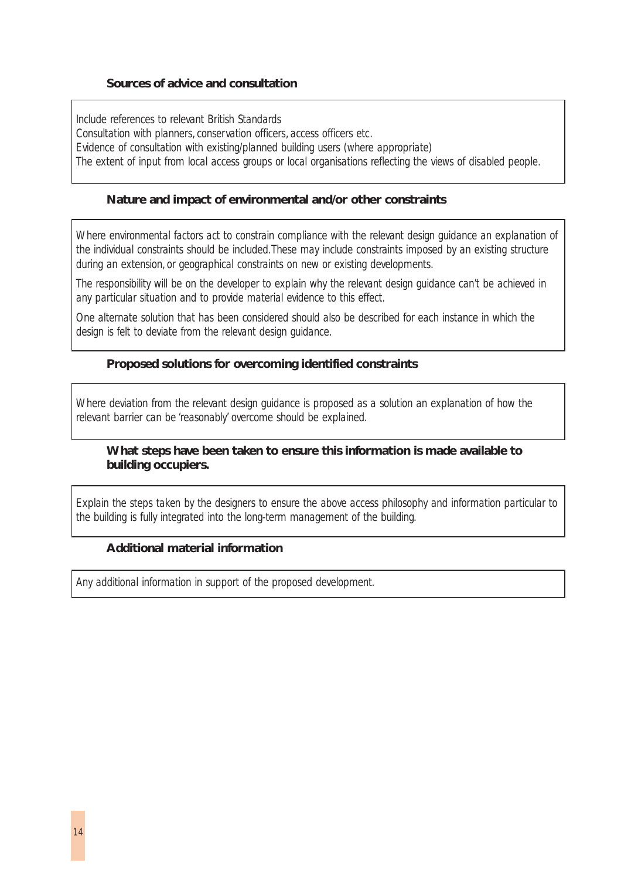### Sources of advice and consultation

Include references to relevant British Standards
Consultation with planners, conservation officers, access officers etc.
Evidence of consultation with existing/planned building users (where appropriate)
The extent of input from local access groups or local organisations reflecting the views of disabled people.

### Nature and impact of environmental and/or other constraints

Where environmental factors act to constrain compliance with the relevant design guidance an explanation of the individual constraints should be included. These may include constraints imposed by an existing structure during an extension, or geographical constraints on new or existing developments.

The responsibility will be on the developer to explain why the relevant design guidance can't be achieved in any particular situation and to provide material evidence to this effect.

One alternate solution that has been considered should also be described for each instance in which the design is felt to deviate from the relevant design guidance.

### Proposed solutions for overcoming identified constraints

Where deviation from the relevant design guidance is proposed as a solution an explanation of how the relevant barrier can be 'reasonably' overcome should be explained.

### What steps have been taken to ensure this information is made available to building occupiers.

Explain the steps taken by the designers to ensure the above access philosophy and information particular to the building is fully integrated into the long-term management of the building.

### Additional material information

Any additional information in support of the proposed development.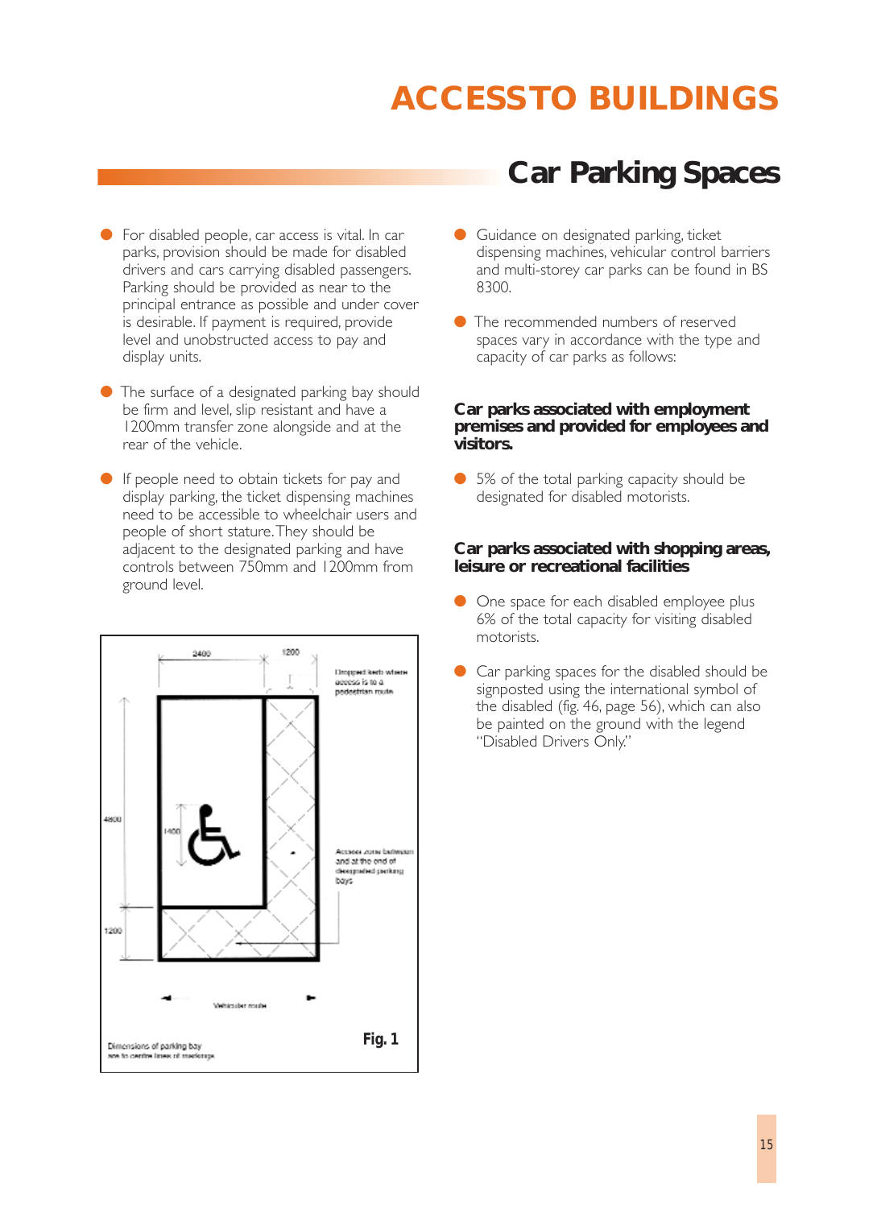# ACCESS TO BUILDINGS

## Car Parking Spaces

- For disabled people, car access is vital. In car parks, provision should be made for disabled drivers and cars carrying disabled passengers. Parking should be provided as near to the principal entrance as possible and under cover is desirable. If payment is required, provide level and unobstructed access to pay and display units.

- The surface of a designated parking bay should be firm and level, slip resistant and have a 1200mm transfer zone alongside and at the rear of the vehicle.

- If people need to obtain tickets for pay and display parking, the ticket dispensing machines need to be accessible to wheelchair users and people of short stature. They should be adjacent to the designated parking and have controls between 750mm and 1200mm from ground level.

Dimensions of parking bay are to centre lines of markings

**Fig. 1**

- Guidance on designated parking, ticket dispensing machines, vehicular control barriers and multi-storey car parks can be found in BS 8300.

- The recommended numbers of reserved spaces vary in accordance with the type and capacity of car parks as follows:

### Car parks associated with employment premises and provided for employees and visitors.

- 5% of the total parking capacity should be designated for disabled motorists.

### Car parks associated with shopping areas, leisure or recreational facilities

- One space for each disabled employee plus 6% of the total capacity for visiting disabled motorists.

- Car parking spaces for the disabled should be signposted using the international symbol of the disabled (fig. 46, page 56), which can also be painted on the ground with the legend "Disabled Drivers Only."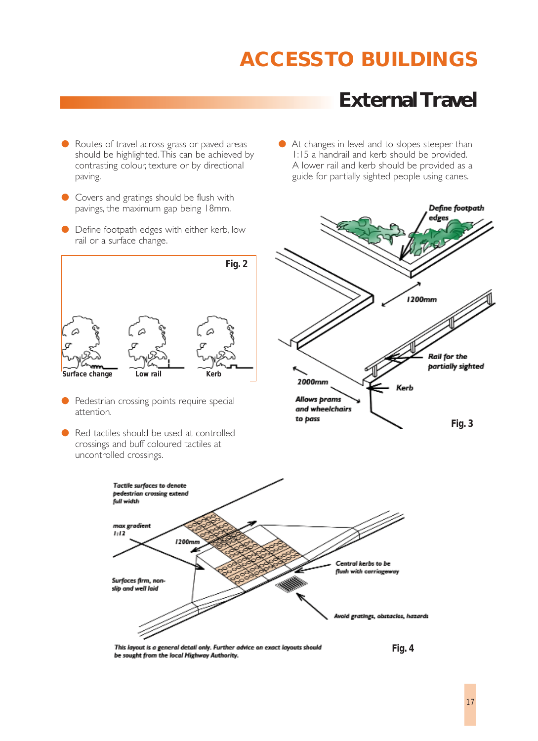# ACCESS TO BUILDINGS

## External Travel

- Routes of travel across grass or paved areas should be highlighted. This can be achieved by contrasting colour, texture or by directional paving.
- Covers and gratings should be flush with pavings, the maximum gap being 18mm.
- Define footpath edges with either kerb, low rail or a surface change.

Fig. 2

Surface change — Low rail — Kerb

- Pedestrian crossing points require special attention.
- Red tactiles should be used at controlled crossings and buff coloured tactiles at uncontrolled crossings.
- At changes in level and to slopes steeper than 1:15 a handrail and kerb should be provided. A lower rail and kerb should be provided as a guide for partially sighted people using canes.

Define footpath edges

1200mm

Rail for the partially sighted

Kerb

2000mm

Allows prams and wheelchairs to pass

Fig. 3

Tactile surfaces to denote pedestrian crossing extend full width

max gradient 1:12

1200mm

Surfaces firm, non-slip and well laid

Central kerbs to be flush with carriageway

Avoid gratings, obstacles, hazards

This layout is a general detail only. Further advice on exact layouts should be sought from the local Highway Authority.

Fig. 4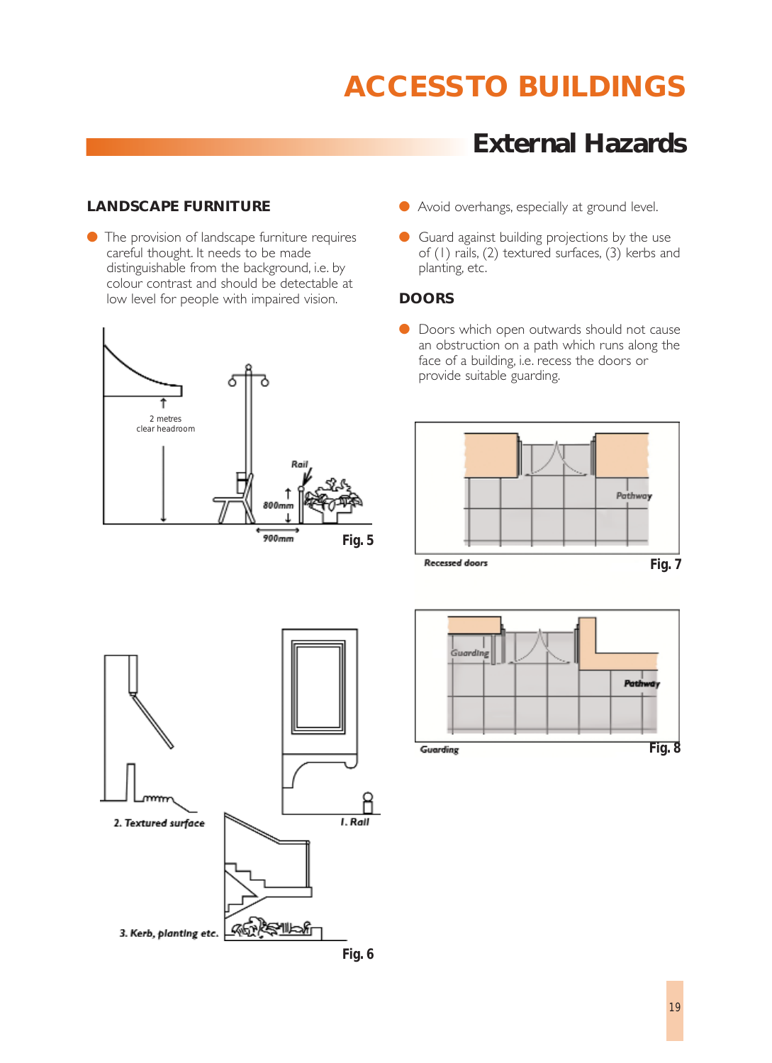# ACCESS TO BUILDINGS

## External Hazards

### LANDSCAPE FURNITURE

- The provision of landscape furniture requires careful thought. It needs to be made distinguishable from the background, i.e. by colour contrast and should be detectable at low level for people with impaired vision.

Fig. 5

Fig. 6

- Avoid overhangs, especially at ground level.
- Guard against building projections by the use of (1) rails, (2) textured surfaces, (3) kerbs and planting, etc.

### DOORS

- Doors which open outwards should not cause an obstruction on a path which runs along the face of a building, i.e. recess the doors or provide suitable guarding.

Recessed doors — Fig. 7

Guarding — Fig. 8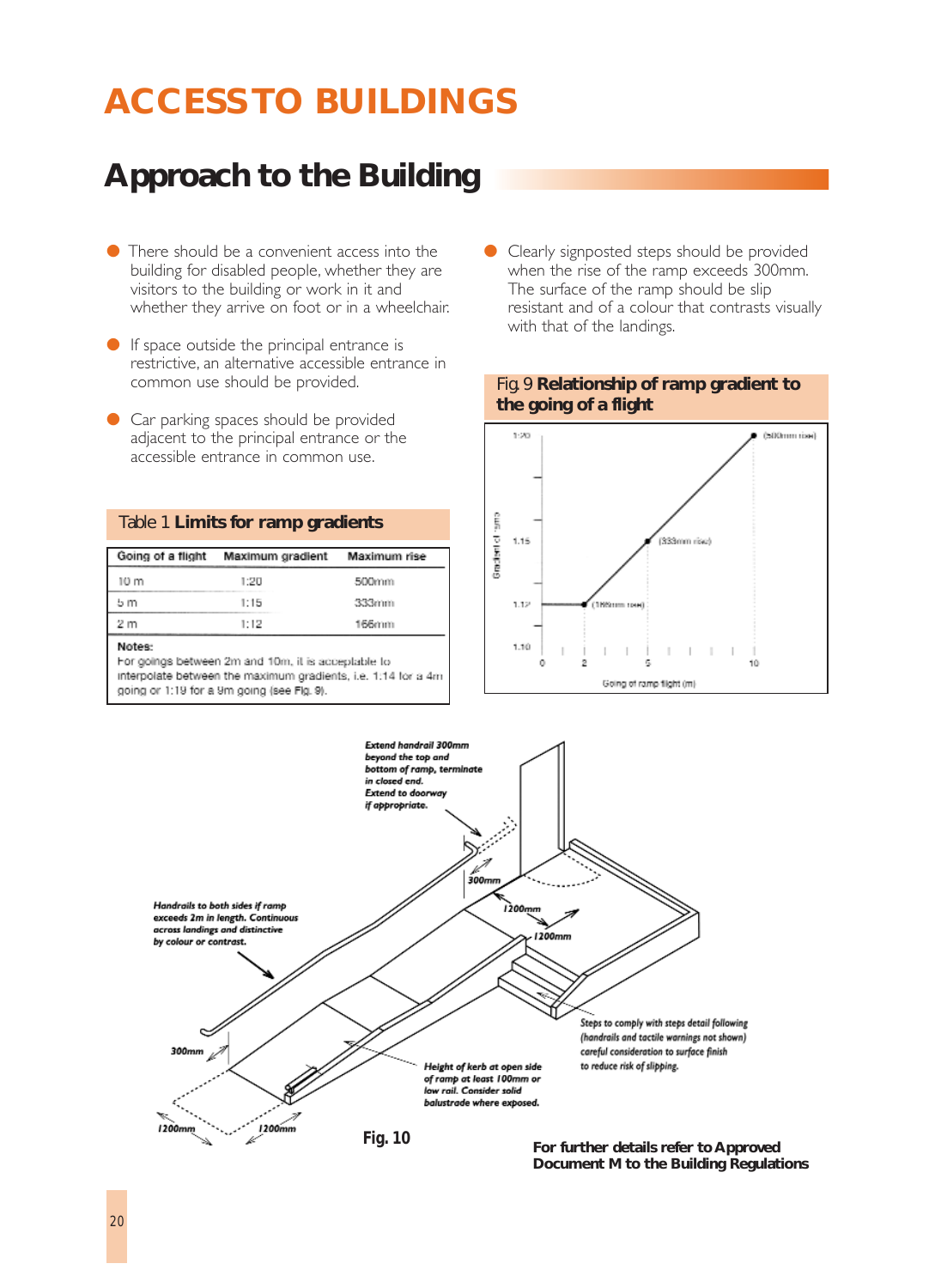# ACCESS TO BUILDINGS

## Approach to the Building

- There should be a convenient access into the building for disabled people, whether they are visitors to the building or work in it and whether they arrive on foot or in a wheelchair.
- If space outside the principal entrance is restrictive, an alternative accessible entrance in common use should be provided.
- Car parking spaces should be provided adjacent to the principal entrance or the accessible entrance in common use.
- Clearly signposted steps should be provided when the rise of the ramp exceeds 300mm. The surface of the ramp should be slip resistant and of a colour that contrasts visually with that of the landings.

Table 1 **Limits for ramp gradients**

| Going of a flight | Maximum gradient | Maximum rise |
|---|---|---|
| 10 m | 1:20 | 500mm |
| 5 m | 1:15 | 333mm |
| 2 m | 1:12 | 166mm |

Notes:
For goings between 2m and 10m, it is acceptable to interpolate between the maximum gradients, i.e. 1:14 for a 4m going or 1:19 for a 9m going (see Fig. 9).

Fig. 9 **Relationship of ramp gradient to the going of a flight**

Fig. 10

For further details refer to Approved Document M to the Building Regulations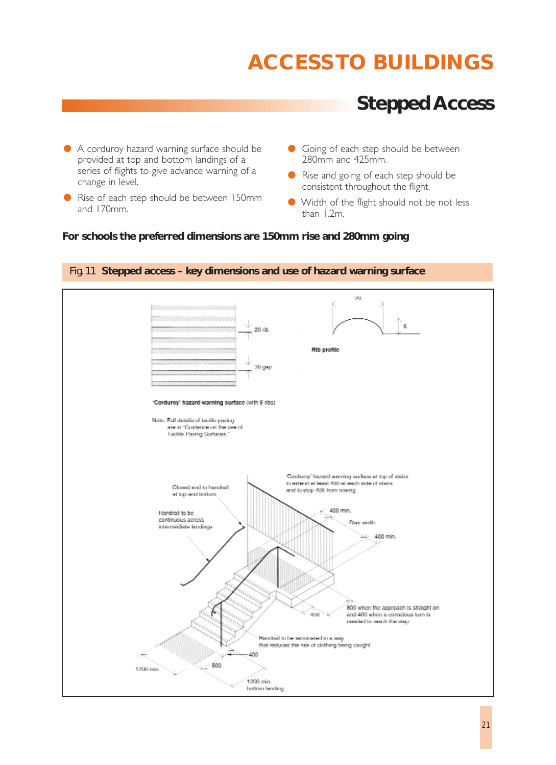# ACCESS TO BUILDINGS

## Stepped Access

- A corduroy hazard warning surface should be provided at top and bottom landings of a series of flights to give advance warning of a change in level.
- Rise of each step should be between 150mm and 170mm.
- Going of each step should be between 280mm and 425mm.
- Rise and going of each step should be consistent throughout the flight.
- Width of the flight should be not less than 1.2m.

**For schools the preferred dimensions are 150mm rise and 280mm going**

Fig. 11 **Stepped access – key dimensions and use of hazard warning surface**

20 rib

30 gap

20

6

Rib profile

'Corduroy' hazard warning surface (with 8 ribs)

Note. Full details of tactile paving are in "Guidance on the use of Tactile Paving Surfaces."

'Corduroy' hazard warning surface at top of stairs to extend at least 400 at each side of stairs and to stop 400 from nosing

Closed end to handrail at top and bottom

Handrail to be continuous across intermediate landings

400 min.

Stair width

400 min.

800 when the approach is straight on and 400 when a conscious turn is needed to reach the step

400

Handrail to be terminated in a way that reduces the risk of clothing being caught

400

800

1200 min.

1200 min. bottom landing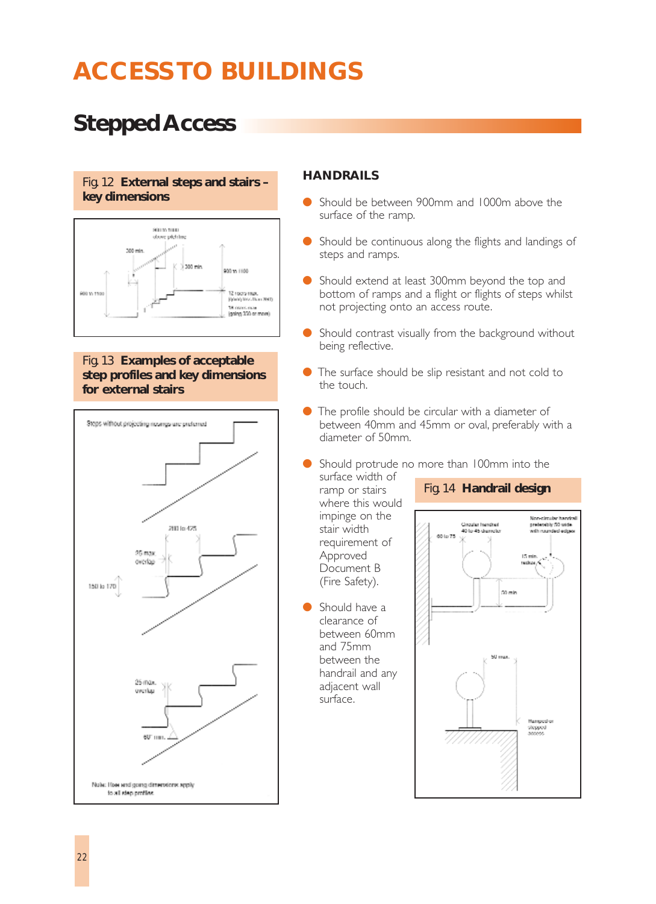# ACCESS TO BUILDINGS

## Stepped Access

Fig. 12 **External steps and stairs – key dimensions**

Fig. 13 **Examples of acceptable step profiles and key dimensions for external stairs**

### HANDRAILS

- Should be between 900mm and 1000m above the surface of the ramp.
- Should be continuous along the flights and landings of steps and ramps.
- Should extend at least 300mm beyond the top and bottom of ramps and a flight or flights of steps whilst not projecting onto an access route.
- Should contrast visually from the background without being reflective.
- The surface should be slip resistant and not cold to the touch.
- The profile should be circular with a diameter of between 40mm and 45mm or oval, preferably with a diameter of 50mm.
- Should protrude no more than 100mm into the surface width of ramp or stairs where this would impinge on the stair width requirement of Approved Document B (Fire Safety).
- Should have a clearance of between 60mm and 75mm between the handrail and any adjacent wall surface.

Fig. 14 **Handrail design**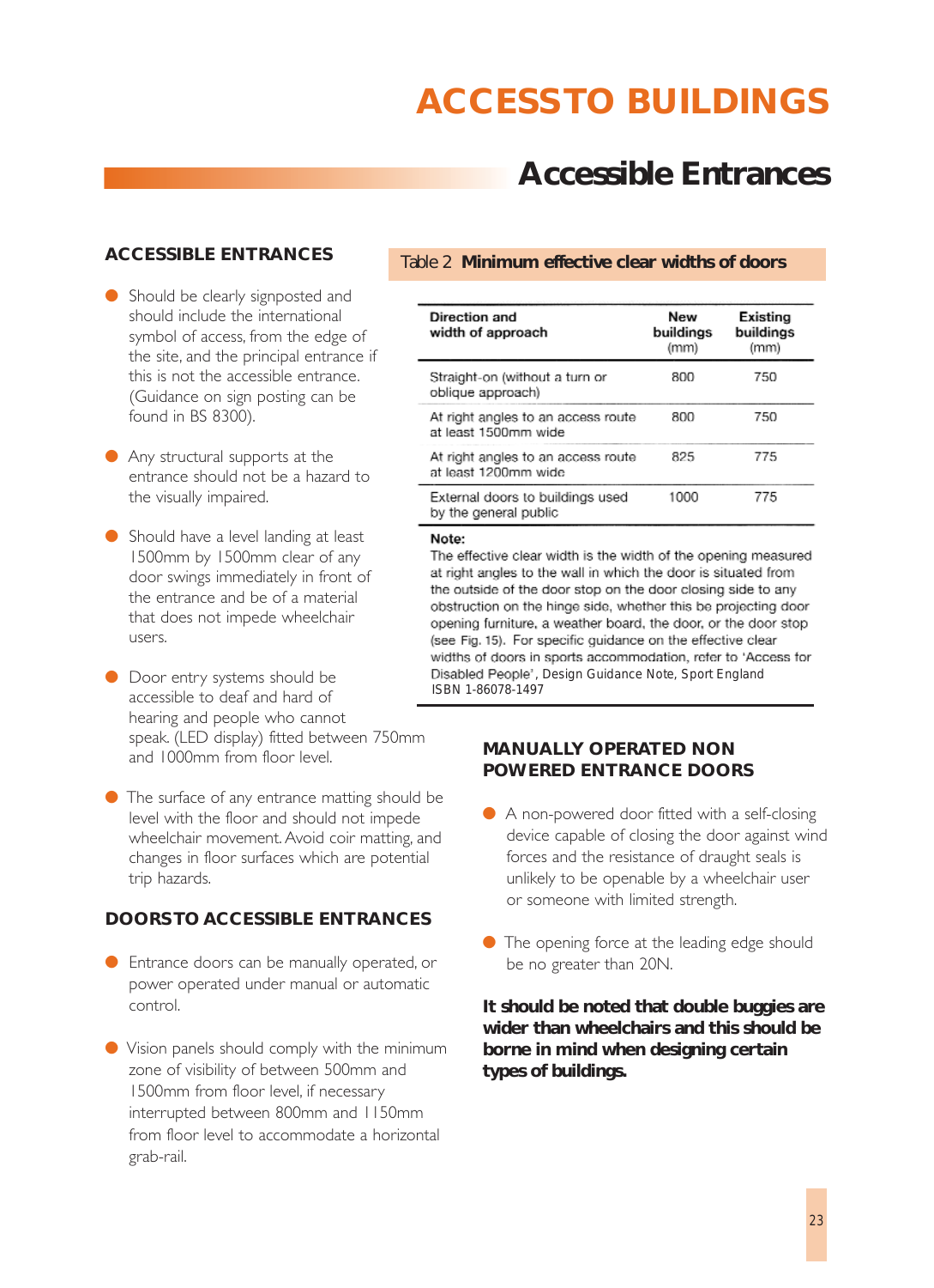# ACCESS TO BUILDINGS

## Accessible Entrances

### ACCESSIBLE ENTRANCES

- Should be clearly signposted and should include the international symbol of access, from the edge of the site, and the principal entrance if this is not the accessible entrance. (Guidance on sign posting can be found in BS 8300).
- Any structural supports at the entrance should not be a hazard to the visually impaired.
- Should have a level landing at least 1500mm by 1500mm clear of any door swings immediately in front of the entrance and be of a material that does not impede wheelchair users.
- Door entry systems should be accessible to deaf and hard of hearing and people who cannot speak. (LED display) fitted between 750mm and 1000mm from floor level.
- The surface of any entrance matting should be level with the floor and should not impede wheelchair movement. Avoid coir matting, and changes in floor surfaces which are potential trip hazards.

### DOORS TO ACCESSIBLE ENTRANCES

- Entrance doors can be manually operated, or power operated under manual or automatic control.
- Vision panels should comply with the minimum zone of visibility of between 500mm and 1500mm from floor level, if necessary interrupted between 800mm and 1150mm from floor level to accommodate a horizontal grab-rail.

Table 2 **Minimum effective clear widths of doors**

| Direction and width of approach | New buildings (mm) | Existing buildings (mm) |
|---|---|---|
| Straight-on (without a turn or oblique approach) | 800 | 750 |
| At right angles to an access route at least 1500mm wide | 800 | 750 |
| At right angles to an access route at least 1200mm wide | 825 | 775 |
| External doors to buildings used by the general public | 1000 | 775 |

**Note:**
The effective clear width is the width of the opening measured at right angles to the wall in which the door is situated from the outside of the door stop on the door closing side to any obstruction on the hinge side, whether this be projecting door opening furniture, a weather board, the door, or the door stop (see Fig. 15). For specific guidance on the effective clear widths of doors in sports accommodation, refer to 'Access for Disabled People', Design Guidance Note, Sport England ISBN 1-86078-1497

### MANUALLY OPERATED NON POWERED ENTRANCE DOORS

- A non-powered door fitted with a self-closing device capable of closing the door against wind forces and the resistance of draught seals is unlikely to be openable by a wheelchair user or someone with limited strength.
- The opening force at the leading edge should be no greater than 20N.

**It should be noted that double buggies are wider than wheelchairs and this should be borne in mind when designing certain types of buildings.**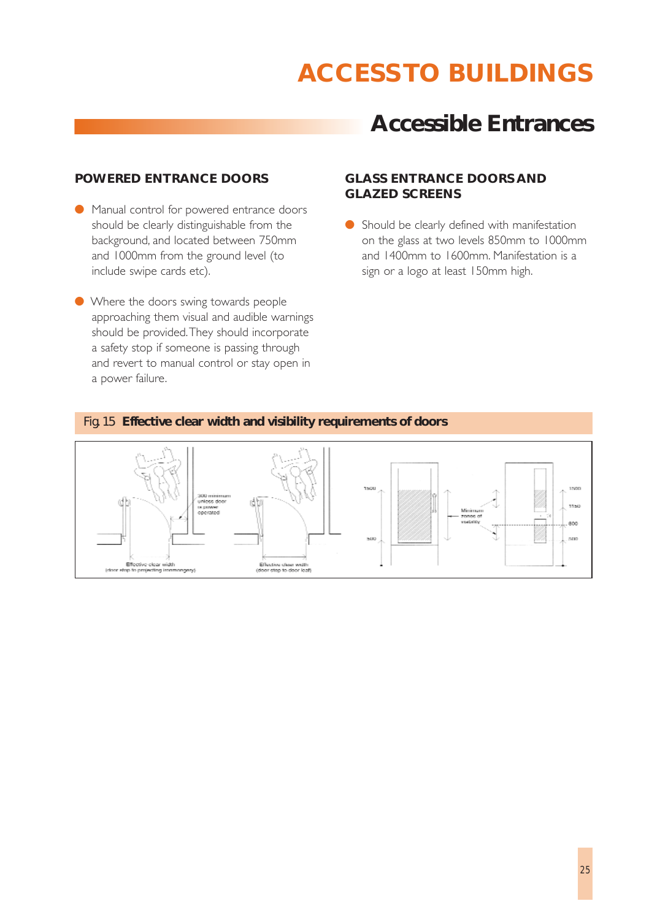# ACCESS TO BUILDINGS

## Accessible Entrances

### POWERED ENTRANCE DOORS

- Manual control for powered entrance doors should be clearly distinguishable from the background, and located between 750mm and 1000mm from the ground level (to include swipe cards etc).

- Where the doors swing towards people approaching them visual and audible warnings should be provided. They should incorporate a safety stop if someone is passing through and revert to manual control or stay open in a power failure.

### GLASS ENTRANCE DOORS AND GLAZED SCREENS

- Should be clearly defined with manifestation on the glass at two levels 850mm to 1000mm and 1400mm to 1600mm. Manifestation is a sign or a logo at least 150mm high.

Fig. 15 **Effective clear width and visibility requirements of doors**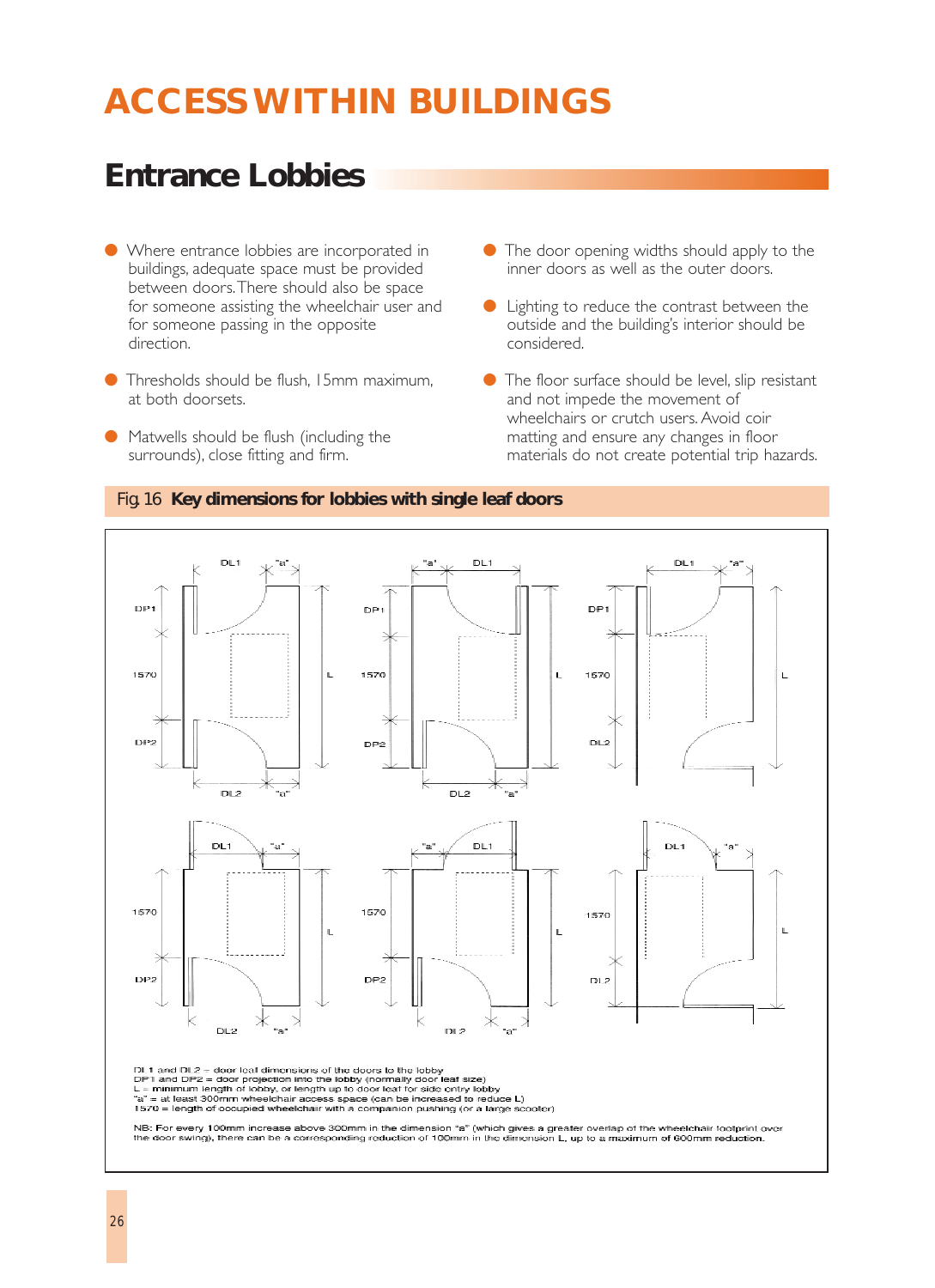# ACCESS WITHIN BUILDINGS

## Entrance Lobbies

- Where entrance lobbies are incorporated in buildings, adequate space must be provided between doors. There should also be space for someone assisting the wheelchair user and for someone passing in the opposite direction.
- Thresholds should be flush, 15mm maximum, at both doorsets.
- Matwells should be flush (including the surrounds), close fitting and firm.
- The door opening widths should apply to the inner doors as well as the outer doors.
- Lighting to reduce the contrast between the outside and the building's interior should be considered.
- The floor surface should be level, slip resistant and not impede the movement of wheelchairs or crutch users. Avoid coir matting and ensure any changes in floor materials do not create potential trip hazards.

Fig. 16 **Key dimensions for lobbies with single leaf doors**

DL1 and DL2 = door leaf dimensions of the doors to the lobby
DP1 and DP2 = door projection into the lobby (normally door leaf size)
L = minimum length of lobby, or length up to door leaf for side entry lobby
"a" = at least 300mm wheelchair access space (can be increased to reduce L)
1570 = length of occupied wheelchair with a companion pushing (or a large scooter)

NB: For every 100mm increase above 300mm in the dimension "a" (which gives a greater overlap of the wheelchair footprint over the door swing), there can be a corresponding reduction of 100mm in the dimension L, up to a maximum of 600mm reduction.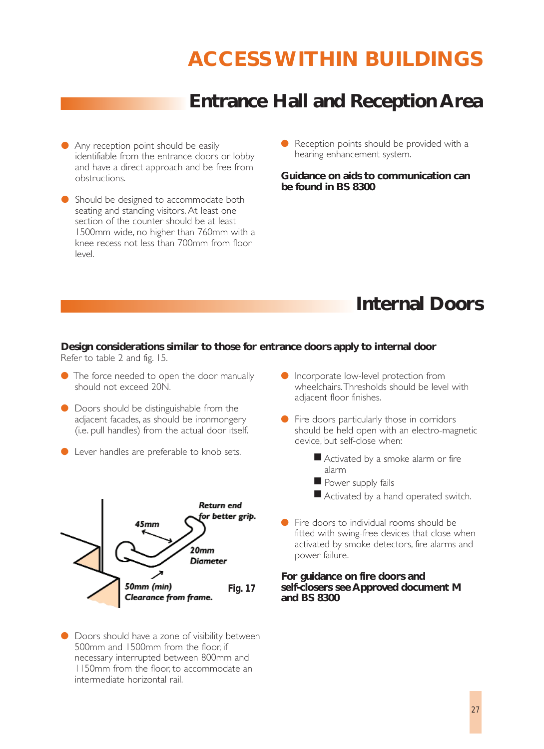# ACCESS WITHIN BUILDINGS

## Entrance Hall and Reception Area

- Any reception point should be easily identifiable from the entrance doors or lobby and have a direct approach and be free from obstructions.
- Should be designed to accommodate both seating and standing visitors. At least one section of the counter should be at least 1500mm wide, no higher than 760mm with a knee recess not less than 700mm from floor level.
- Reception points should be provided with a hearing enhancement system.

**Guidance on aids to communication can be found in BS 8300**

## Internal Doors

**Design considerations similar to those for entrance doors apply to internal door**
Refer to table 2 and fig. 15.

- The force needed to open the door manually should not exceed 20N.
- Doors should be distinguishable from the adjacent facades, as should be ironmongery (i.e. pull handles) from the actual door itself.
- Lever handles are preferable to knob sets.

Return end for better grip. 45mm 20mm Diameter 50mm (min) Clearance from frame.

Fig. 17

- Doors should have a zone of visibility between 500mm and 1500mm from the floor, if necessary interrupted between 800mm and 1150mm from the floor, to accommodate an intermediate horizontal rail.
- Incorporate low-level protection from wheelchairs. Thresholds should be level with adjacent floor finishes.
- Fire doors particularly those in corridors should be held open with an electro-magnetic device, but self-close when:
  - Activated by a smoke alarm or fire alarm
  - Power supply fails
  - Activated by a hand operated switch.
- Fire doors to individual rooms should be fitted with swing-free devices that close when activated by smoke detectors, fire alarms and power failure.

**For guidance on fire doors and self-closers see Approved document M and BS 8300**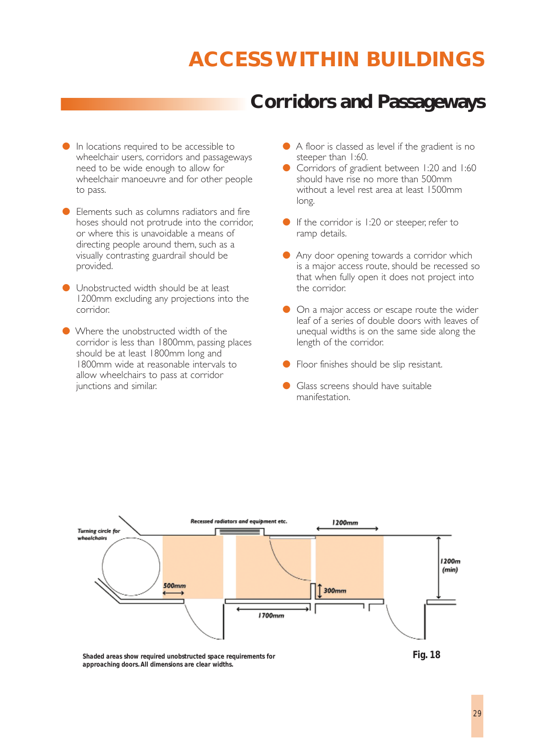# ACCESS WITHIN BUILDINGS

## Corridors and Passageways

- In locations required to be accessible to wheelchair users, corridors and passageways need to be wide enough to allow for wheelchair manoeuvre and for other people to pass.
- Elements such as columns radiators and fire hoses should not protrude into the corridor, or where this is unavoidable a means of directing people around them, such as a visually contrasting guardrail should be provided.
- Unobstructed width should be at least 1200mm excluding any projections into the corridor.
- Where the unobstructed width of the corridor is less than 1800mm, passing places should be at least 1800mm long and 1800mm wide at reasonable intervals to allow wheelchairs to pass at corridor junctions and similar.
- A floor is classed as level if the gradient is no steeper than 1:60.
- Corridors of gradient between 1:20 and 1:60 should have rise no more than 500mm without a level rest area at least 1500mm long.
- If the corridor is 1:20 or steeper, refer to ramp details.
- Any door opening towards a corridor which is a major access route, should be recessed so that when fully open it does not project into the corridor.
- On a major access or escape route the wider leaf of a series of double doors with leaves of unequal widths is on the same side along the length of the corridor.
- Floor finishes should be slip resistant.
- Glass screens should have suitable manifestation.

Turning circle for wheelchairs

Recessed radiators and equipment etc.

1200mm

1200m (min)

500mm

300mm

1700mm

Shaded areas show required unobstructed space requirements for approaching doors. All dimensions are clear widths.

**Fig. 18**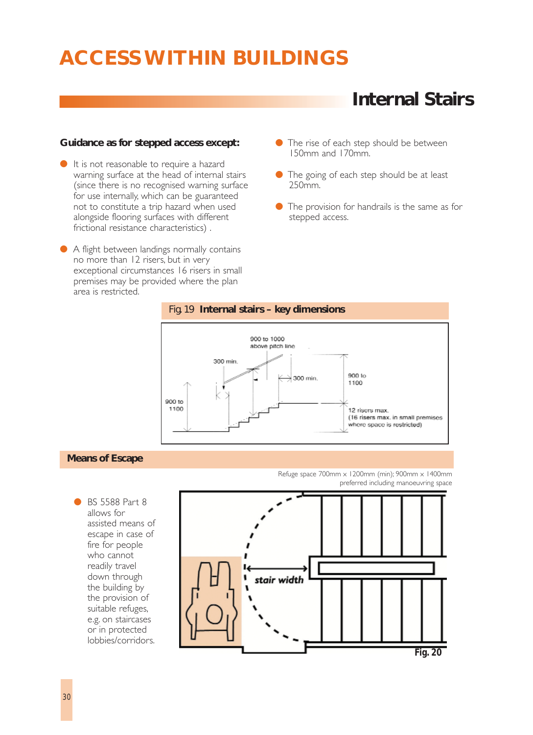# ACCESS WITHIN BUILDINGS

## Internal Stairs

**Guidance as for stepped access except:**

- It is not reasonable to require a hazard warning surface at the head of internal stairs (since there is no recognised warning surface for use internally, which can be guaranteed not to constitute a trip hazard when used alongside flooring surfaces with different frictional resistance characteristics) .
- A flight between landings normally contains no more than 12 risers, but in very exceptional circumstances 16 risers in small premises may be provided where the plan area is restricted.
- The rise of each step should be between 150mm and 170mm.
- The going of each step should be at least 250mm.
- The provision for handrails is the same as for stepped access.

Fig. 19 **Internal stairs – key dimensions**

900 to 1000 above pitch line

300 min.

300 min.

900 to 1100

900 to 1100

12 risers max. (16 risers max. in small premises where space is restricted)

## Means of Escape

- BS 5588 Part 8 allows for assisted means of escape in case of fire for people who cannot readily travel down through the building by the provision of suitable refuges, e.g. on staircases or in protected lobbies/corridors.

Refuge space 700mm x 1200mm (min); 900mm x 1400mm preferred including manoeuvring space

stair width

Fig. 20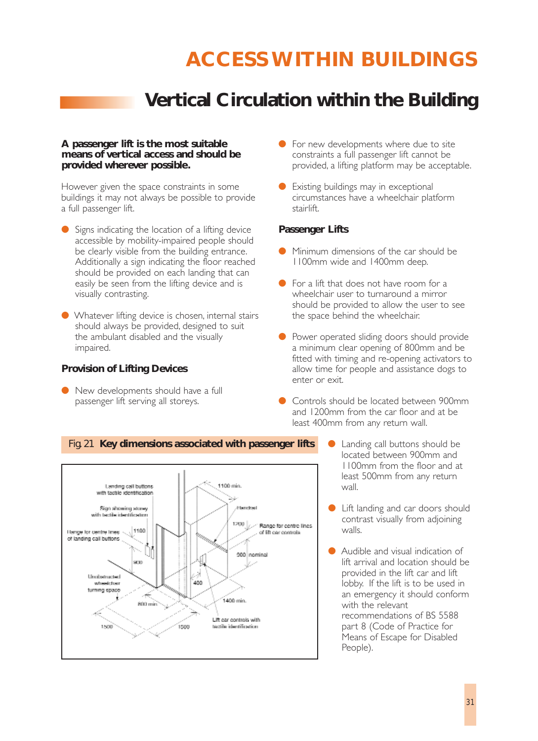# ACCESS WITHIN BUILDINGS

## Vertical Circulation within the Building

**A passenger lift is the most suitable means of vertical access and should be provided wherever possible.**

However given the space constraints in some buildings it may not always be possible to provide a full passenger lift.

- Signs indicating the location of a lifting device accessible by mobility-impaired people should be clearly visible from the building entrance. Additionally a sign indicating the floor reached should be provided on each landing that can easily be seen from the lifting device and is visually contrasting.
- Whatever lifting device is chosen, internal stairs should always be provided, designed to suit the ambulant disabled and the visually impaired.

### Provision of Lifting Devices

- New developments should have a full passenger lift serving all storeys.
- For new developments where due to site constraints a full passenger lift cannot be provided, a lifting platform may be acceptable.
- Existing buildings may in exceptional circumstances have a wheelchair platform stairlift.

### Passenger Lifts

- Minimum dimensions of the car should be 1100mm wide and 1400mm deep.
- For a lift that does not have room for a wheelchair user to turnaround a mirror should be provided to allow the user to see the space behind the wheelchair.
- Power operated sliding doors should provide a minimum clear opening of 800mm and be fitted with timing and re-opening activators to allow time for people and assistance dogs to enter or exit.
- Controls should be located between 900mm and 1200mm from the car floor and at be least 400mm from any return wall.
- Landing call buttons should be located between 900mm and 1100mm from the floor and at least 500mm from any return wall.
- Lift landing and car doors should contrast visually from adjoining walls.
- Audible and visual indication of lift arrival and location should be provided in the lift car and lift lobby. If the lift is to be used in an emergency it should conform with the relevant recommendations of BS 5588 part 8 (Code of Practice for Means of Escape for Disabled People).

Fig. 21 **Key dimensions associated with passenger lifts**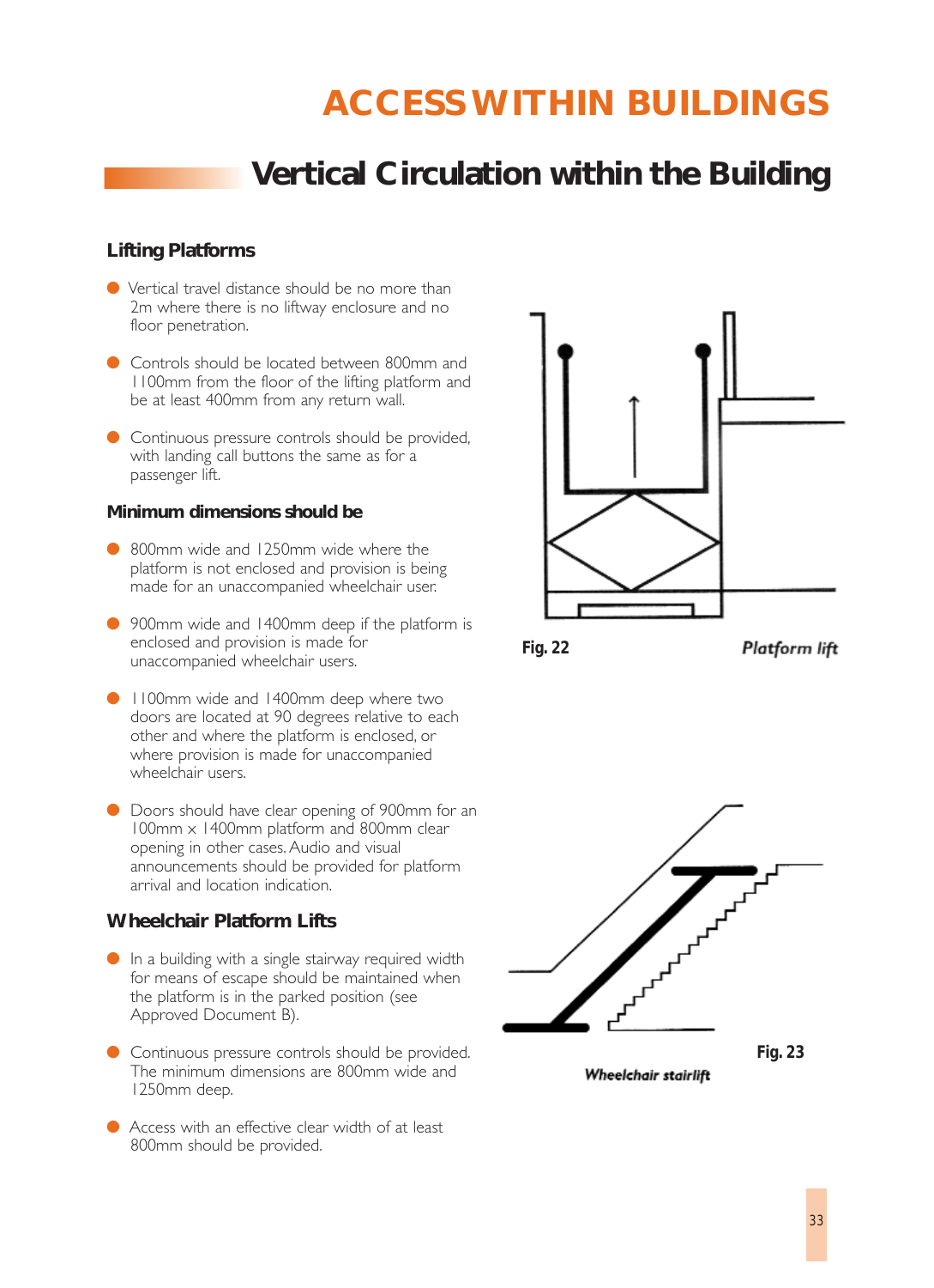# ACCESS WITHIN BUILDINGS

## Vertical Circulation within the Building

### Lifting Platforms

- Vertical travel distance should be no more than 2m where there is no liftway enclosure and no floor penetration.
- Controls should be located between 800mm and 1100mm from the floor of the lifting platform and be at least 400mm from any return wall.
- Continuous pressure controls should be provided, with landing call buttons the same as for a passenger lift.

#### Minimum dimensions should be

- 800mm wide and 1250mm wide where the platform is not enclosed and provision is being made for an unaccompanied wheelchair user.
- 900mm wide and 1400mm deep if the platform is enclosed and provision is made for unaccompanied wheelchair users.
- 1100mm wide and 1400mm deep where two doors are located at 90 degrees relative to each other and where the platform is enclosed, or where provision is made for unaccompanied wheelchair users.
- Doors should have clear opening of 900mm for an 100mm x 1400mm platform and 800mm clear opening in other cases. Audio and visual announcements should be provided for platform arrival and location indication.

### Wheelchair Platform Lifts

- In a building with a single stairway required width for means of escape should be maintained when the platform is in the parked position (see Approved Document B).
- Continuous pressure controls should be provided. The minimum dimensions are 800mm wide and 1250mm deep.
- Access with an effective clear width of at least 800mm should be provided.

**Fig. 22** *Platform lift*

**Fig. 23** *Wheelchair stairlift*